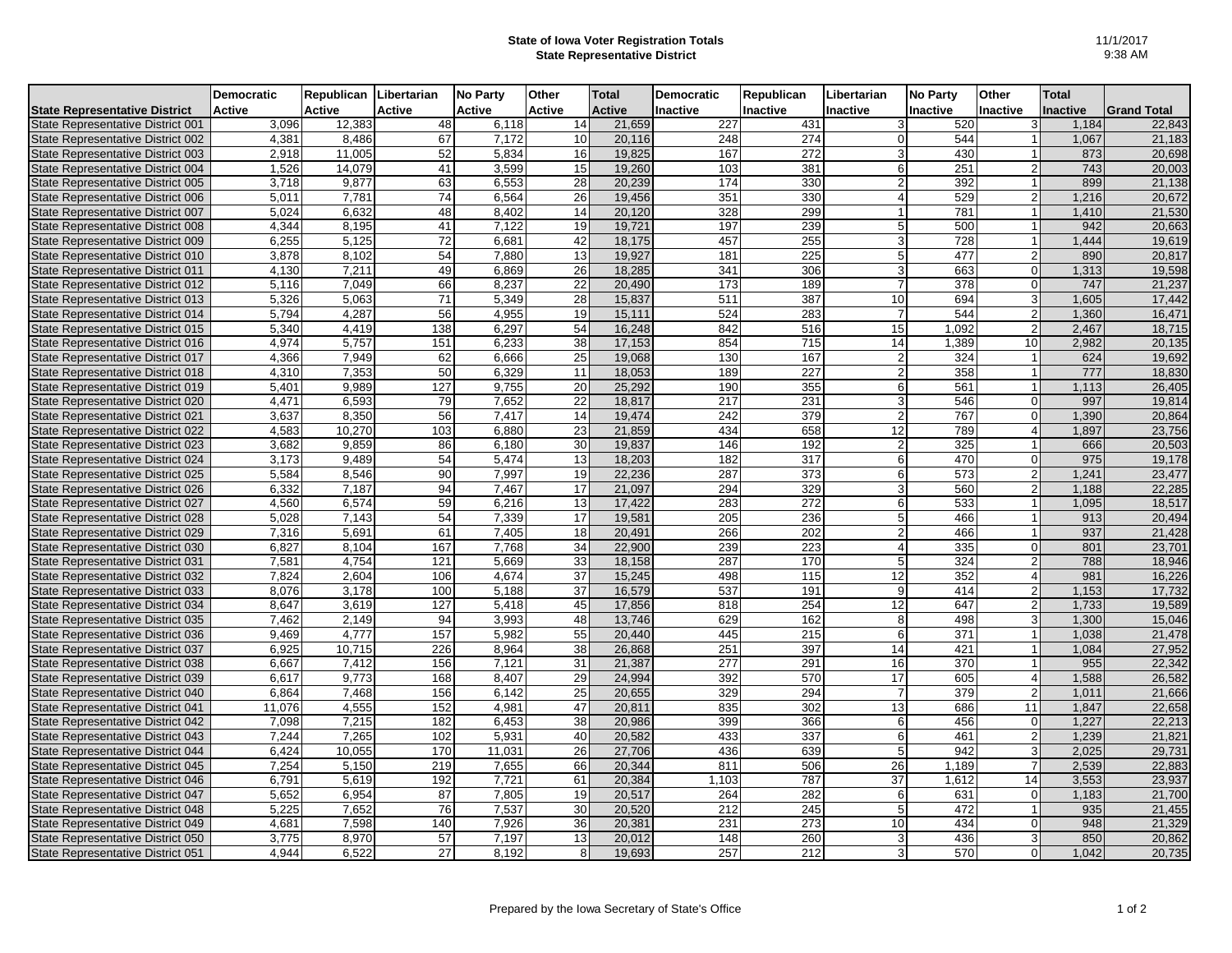# State of Iowa Voter Registration Totals
## State Representative District

11/1/2017
9:38 AM

| State Representative District | Democratic Active | Republican Active | Libertarian Active | No Party Active | Other Active | Total Active | Democratic Inactive | Republican Inactive | Libertarian Inactive | No Party Inactive | Other Inactive | Total Inactive | Grand Total |
|---|---|---|---|---|---|---|---|---|---|---|---|---|---|
| State Representative District 001 | 3,096 | 12,383 | 48 | 6,118 | 14 | 21,659 | 227 | 431 | 3 | 520 | 3 | 1,184 | 22,843 |
| State Representative District 002 | 4,381 | 8,486 | 67 | 7,172 | 10 | 20,116 | 248 | 274 | 0 | 544 | 1 | 1,067 | 21,183 |
| State Representative District 003 | 2,918 | 11,005 | 52 | 5,834 | 16 | 19,825 | 167 | 272 | 3 | 430 | 1 | 873 | 20,698 |
| State Representative District 004 | 1,526 | 14,079 | 41 | 3,599 | 15 | 19,260 | 103 | 381 | 6 | 251 | 2 | 743 | 20,003 |
| State Representative District 005 | 3,718 | 9,877 | 63 | 6,553 | 28 | 20,239 | 174 | 330 | 2 | 392 | 1 | 899 | 21,138 |
| State Representative District 006 | 5,011 | 7,781 | 74 | 6,564 | 26 | 19,456 | 351 | 330 | 4 | 529 | 2 | 1,216 | 20,672 |
| State Representative District 007 | 5,024 | 6,632 | 48 | 8,402 | 14 | 20,120 | 328 | 299 | 1 | 781 | 1 | 1,410 | 21,530 |
| State Representative District 008 | 4,344 | 8,195 | 41 | 7,122 | 19 | 19,721 | 197 | 239 | 5 | 500 | 1 | 942 | 20,663 |
| State Representative District 009 | 6,255 | 5,125 | 72 | 6,681 | 42 | 18,175 | 457 | 255 | 3 | 728 | 1 | 1,444 | 19,619 |
| State Representative District 010 | 3,878 | 8,102 | 54 | 7,880 | 13 | 19,927 | 181 | 225 | 5 | 477 | 2 | 890 | 20,817 |
| State Representative District 011 | 4,130 | 7,211 | 49 | 6,869 | 26 | 18,285 | 341 | 306 | 3 | 663 | 0 | 1,313 | 19,598 |
| State Representative District 012 | 5,116 | 7,049 | 66 | 8,237 | 22 | 20,490 | 173 | 189 | 7 | 378 | 0 | 747 | 21,237 |
| State Representative District 013 | 5,326 | 5,063 | 71 | 5,349 | 28 | 15,837 | 511 | 387 | 10 | 694 | 3 | 1,605 | 17,442 |
| State Representative District 014 | 5,794 | 4,287 | 56 | 4,955 | 19 | 15,111 | 524 | 283 | 7 | 544 | 2 | 1,360 | 16,471 |
| State Representative District 015 | 5,340 | 4,419 | 138 | 6,297 | 54 | 16,248 | 842 | 516 | 15 | 1,092 | 2 | 2,467 | 18,715 |
| State Representative District 016 | 4,974 | 5,757 | 151 | 6,233 | 38 | 17,153 | 854 | 715 | 14 | 1,389 | 10 | 2,982 | 20,135 |
| State Representative District 017 | 4,366 | 7,949 | 62 | 6,666 | 25 | 19,068 | 130 | 167 | 2 | 324 | 1 | 624 | 19,692 |
| State Representative District 018 | 4,310 | 7,353 | 50 | 6,329 | 11 | 18,053 | 189 | 227 | 2 | 358 | 1 | 777 | 18,830 |
| State Representative District 019 | 5,401 | 9,989 | 127 | 9,755 | 20 | 25,292 | 190 | 355 | 6 | 561 | 1 | 1,113 | 26,405 |
| State Representative District 020 | 4,471 | 6,593 | 79 | 7,652 | 22 | 18,817 | 217 | 231 | 3 | 546 | 0 | 997 | 19,814 |
| State Representative District 021 | 3,637 | 8,350 | 56 | 7,417 | 14 | 19,474 | 242 | 379 | 2 | 767 | 0 | 1,390 | 20,864 |
| State Representative District 022 | 4,583 | 10,270 | 103 | 6,880 | 23 | 21,859 | 434 | 658 | 12 | 789 | 4 | 1,897 | 23,756 |
| State Representative District 023 | 3,682 | 9,859 | 86 | 6,180 | 30 | 19,837 | 146 | 192 | 2 | 325 | 1 | 666 | 20,503 |
| State Representative District 024 | 3,173 | 9,489 | 54 | 5,474 | 13 | 18,203 | 182 | 317 | 6 | 470 | 0 | 975 | 19,178 |
| State Representative District 025 | 5,584 | 8,546 | 90 | 7,997 | 19 | 22,236 | 287 | 373 | 6 | 573 | 2 | 1,241 | 23,477 |
| State Representative District 026 | 6,332 | 7,187 | 94 | 7,467 | 17 | 21,097 | 294 | 329 | 3 | 560 | 2 | 1,188 | 22,285 |
| State Representative District 027 | 4,560 | 6,574 | 59 | 6,216 | 13 | 17,422 | 283 | 272 | 6 | 533 | 1 | 1,095 | 18,517 |
| State Representative District 028 | 5,028 | 7,143 | 54 | 7,339 | 17 | 19,581 | 205 | 236 | 5 | 466 | 1 | 913 | 20,494 |
| State Representative District 029 | 7,316 | 5,691 | 61 | 7,405 | 18 | 20,491 | 266 | 202 | 2 | 466 | 1 | 937 | 21,428 |
| State Representative District 030 | 6,827 | 8,104 | 167 | 7,768 | 34 | 22,900 | 239 | 223 | 4 | 335 | 0 | 801 | 23,701 |
| State Representative District 031 | 7,581 | 4,754 | 121 | 5,669 | 33 | 18,158 | 287 | 170 | 5 | 324 | 2 | 788 | 18,946 |
| State Representative District 032 | 7,824 | 2,604 | 106 | 4,674 | 37 | 15,245 | 498 | 115 | 12 | 352 | 4 | 981 | 16,226 |
| State Representative District 033 | 8,076 | 3,178 | 100 | 5,188 | 37 | 16,579 | 537 | 191 | 9 | 414 | 2 | 1,153 | 17,732 |
| State Representative District 034 | 8,647 | 3,619 | 127 | 5,418 | 45 | 17,856 | 818 | 254 | 12 | 647 | 2 | 1,733 | 19,589 |
| State Representative District 035 | 7,462 | 2,149 | 94 | 3,993 | 48 | 13,746 | 629 | 162 | 8 | 498 | 3 | 1,300 | 15,046 |
| State Representative District 036 | 9,469 | 4,777 | 157 | 5,982 | 55 | 20,440 | 445 | 215 | 6 | 371 | 1 | 1,038 | 21,478 |
| State Representative District 037 | 6,925 | 10,715 | 226 | 8,964 | 38 | 26,868 | 251 | 397 | 14 | 421 | 1 | 1,084 | 27,952 |
| State Representative District 038 | 6,667 | 7,412 | 156 | 7,121 | 31 | 21,387 | 277 | 291 | 16 | 370 | 1 | 955 | 22,342 |
| State Representative District 039 | 6,617 | 9,773 | 168 | 8,407 | 29 | 24,994 | 392 | 570 | 17 | 605 | 4 | 1,588 | 26,582 |
| State Representative District 040 | 6,864 | 7,468 | 156 | 6,142 | 25 | 20,655 | 329 | 294 | 7 | 379 | 2 | 1,011 | 21,666 |
| State Representative District 041 | 11,076 | 4,555 | 152 | 4,981 | 47 | 20,811 | 835 | 302 | 13 | 686 | 11 | 1,847 | 22,658 |
| State Representative District 042 | 7,098 | 7,215 | 182 | 6,453 | 38 | 20,986 | 399 | 366 | 6 | 456 | 0 | 1,227 | 22,213 |
| State Representative District 043 | 7,244 | 7,265 | 102 | 5,931 | 40 | 20,582 | 433 | 337 | 6 | 461 | 2 | 1,239 | 21,821 |
| State Representative District 044 | 6,424 | 10,055 | 170 | 11,031 | 26 | 27,706 | 436 | 639 | 5 | 942 | 3 | 2,025 | 29,731 |
| State Representative District 045 | 7,254 | 5,150 | 219 | 7,655 | 66 | 20,344 | 811 | 506 | 26 | 1,189 | 7 | 2,539 | 22,883 |
| State Representative District 046 | 6,791 | 5,619 | 192 | 7,721 | 61 | 20,384 | 1,103 | 787 | 37 | 1,612 | 14 | 3,553 | 23,937 |
| State Representative District 047 | 5,652 | 6,954 | 87 | 7,805 | 19 | 20,517 | 264 | 282 | 6 | 631 | 0 | 1,183 | 21,700 |
| State Representative District 048 | 5,225 | 7,652 | 76 | 7,537 | 30 | 20,520 | 212 | 245 | 5 | 472 | 1 | 935 | 21,455 |
| State Representative District 049 | 4,681 | 7,598 | 140 | 7,926 | 36 | 20,381 | 231 | 273 | 10 | 434 | 0 | 948 | 21,329 |
| State Representative District 050 | 3,775 | 8,970 | 57 | 7,197 | 13 | 20,012 | 148 | 260 | 3 | 436 | 3 | 850 | 20,862 |
| State Representative District 051 | 4,944 | 6,522 | 27 | 8,192 | 8 | 19,693 | 257 | 212 | 3 | 570 | 0 | 1,042 | 20,735 |

Prepared by the Iowa Secretary of State's Office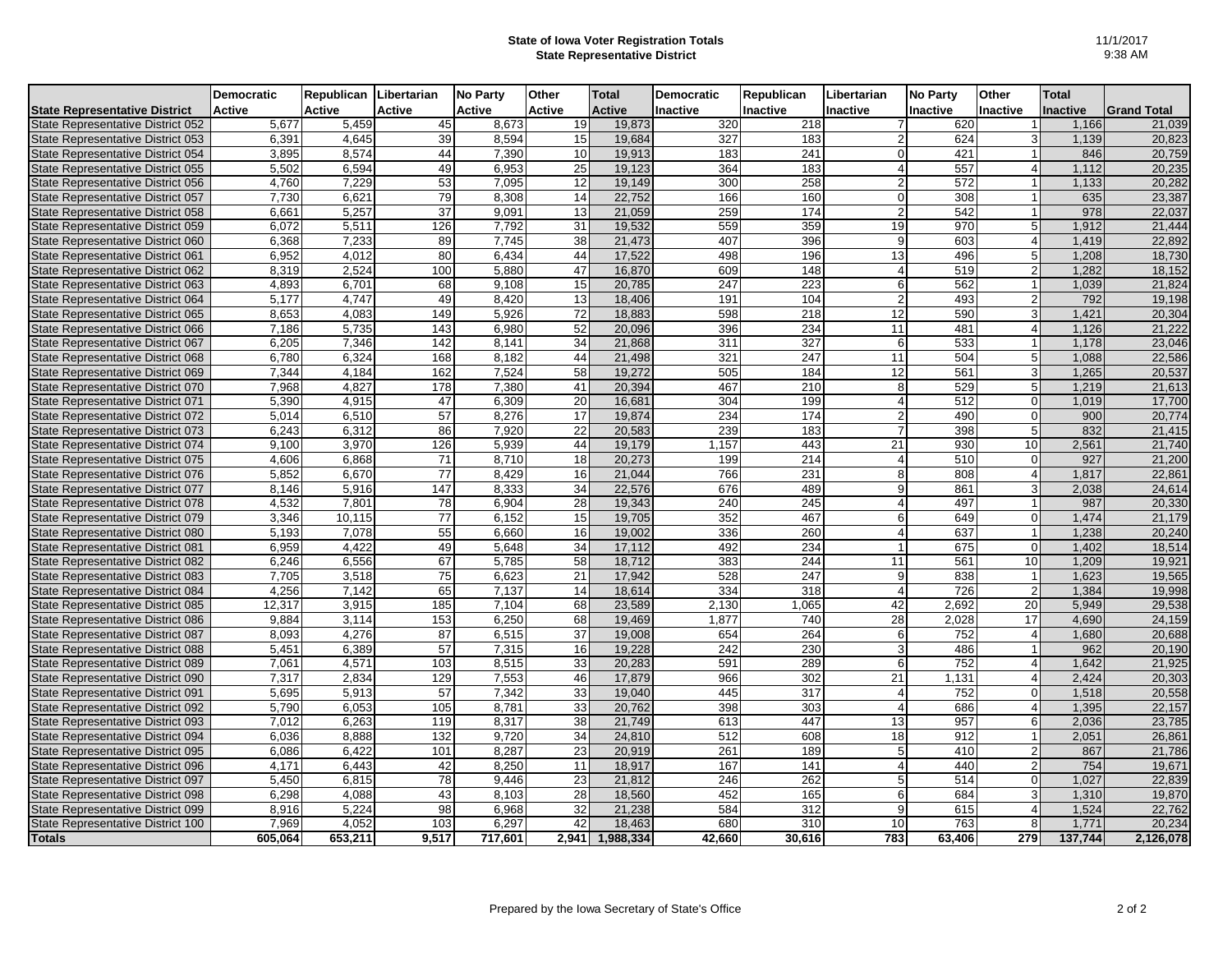# State of Iowa Voter Registration Totals
## State Representative District

11/1/2017
9:38 AM

| State Representative District | Democratic Active | Republican Active | Libertarian Active | No Party Active | Other Active | Total Active | Democratic Inactive | Republican Inactive | Libertarian Inactive | No Party Inactive | Other Inactive | Total Inactive | Grand Total |
|---|---|---|---|---|---|---|---|---|---|---|---|---|---|
| State Representative District 052 | 5,677 | 5,459 | 45 | 8,673 | 19 | 19,873 | 320 | 218 | 7 | 620 | 1 | 1,166 | 21,039 |
| State Representative District 053 | 6,391 | 4,645 | 39 | 8,594 | 15 | 19,684 | 327 | 183 | 2 | 624 | 3 | 1,139 | 20,823 |
| State Representative District 054 | 3,895 | 8,574 | 44 | 7,390 | 10 | 19,913 | 183 | 241 | 0 | 421 | 1 | 846 | 20,759 |
| State Representative District 055 | 5,502 | 6,594 | 49 | 6,953 | 25 | 19,123 | 364 | 183 | 4 | 557 | 4 | 1,112 | 20,235 |
| State Representative District 056 | 4,760 | 7,229 | 53 | 7,095 | 12 | 19,149 | 300 | 258 | 2 | 572 | 1 | 1,133 | 20,282 |
| State Representative District 057 | 7,730 | 6,621 | 79 | 8,308 | 14 | 22,752 | 166 | 160 | 0 | 308 | 1 | 635 | 23,387 |
| State Representative District 058 | 6,661 | 5,257 | 37 | 9,091 | 13 | 21,059 | 259 | 174 | 2 | 542 | 1 | 978 | 22,037 |
| State Representative District 059 | 6,072 | 5,511 | 126 | 7,792 | 31 | 19,532 | 559 | 359 | 19 | 970 | 5 | 1,912 | 21,444 |
| State Representative District 060 | 6,368 | 7,233 | 89 | 7,745 | 38 | 21,473 | 407 | 396 | 9 | 603 | 4 | 1,419 | 22,892 |
| State Representative District 061 | 6,952 | 4,012 | 80 | 6,434 | 44 | 17,522 | 498 | 196 | 13 | 496 | 5 | 1,208 | 18,730 |
| State Representative District 062 | 8,319 | 2,524 | 100 | 5,880 | 47 | 16,870 | 609 | 148 | 4 | 519 | 2 | 1,282 | 18,152 |
| State Representative District 063 | 4,893 | 6,701 | 68 | 9,108 | 15 | 20,785 | 247 | 223 | 6 | 562 | 1 | 1,039 | 21,824 |
| State Representative District 064 | 5,177 | 4,747 | 49 | 8,420 | 13 | 18,406 | 191 | 104 | 2 | 493 | 2 | 792 | 19,198 |
| State Representative District 065 | 8,653 | 4,083 | 149 | 5,926 | 72 | 18,883 | 598 | 218 | 12 | 590 | 3 | 1,421 | 20,304 |
| State Representative District 066 | 7,186 | 5,735 | 143 | 6,980 | 52 | 20,096 | 396 | 234 | 11 | 481 | 4 | 1,126 | 21,222 |
| State Representative District 067 | 6,205 | 7,346 | 142 | 8,141 | 34 | 21,868 | 311 | 327 | 6 | 533 | 1 | 1,178 | 23,046 |
| State Representative District 068 | 6,780 | 6,324 | 168 | 8,182 | 44 | 21,498 | 321 | 247 | 11 | 504 | 5 | 1,088 | 22,586 |
| State Representative District 069 | 7,344 | 4,184 | 162 | 7,524 | 58 | 19,272 | 505 | 184 | 12 | 561 | 3 | 1,265 | 20,537 |
| State Representative District 070 | 7,968 | 4,827 | 178 | 7,380 | 41 | 20,394 | 467 | 210 | 8 | 529 | 5 | 1,219 | 21,613 |
| State Representative District 071 | 5,390 | 4,915 | 47 | 6,309 | 20 | 16,681 | 304 | 199 | 4 | 512 | 0 | 1,019 | 17,700 |
| State Representative District 072 | 5,014 | 6,510 | 57 | 8,276 | 17 | 19,874 | 234 | 174 | 2 | 490 | 0 | 900 | 20,774 |
| State Representative District 073 | 6,243 | 6,312 | 86 | 7,920 | 22 | 20,583 | 239 | 183 | 7 | 398 | 5 | 832 | 21,415 |
| State Representative District 074 | 9,100 | 3,970 | 126 | 5,939 | 44 | 19,179 | 1,157 | 443 | 21 | 930 | 10 | 2,561 | 21,740 |
| State Representative District 075 | 4,606 | 6,868 | 71 | 8,710 | 18 | 20,273 | 199 | 214 | 4 | 510 | 0 | 927 | 21,200 |
| State Representative District 076 | 5,852 | 6,670 | 77 | 8,429 | 16 | 21,044 | 766 | 231 | 8 | 808 | 4 | 1,817 | 22,861 |
| State Representative District 077 | 8,146 | 5,916 | 147 | 8,333 | 34 | 22,576 | 676 | 489 | 9 | 861 | 3 | 2,038 | 24,614 |
| State Representative District 078 | 4,532 | 7,801 | 78 | 6,904 | 28 | 19,343 | 240 | 245 | 4 | 497 | 1 | 987 | 20,330 |
| State Representative District 079 | 3,346 | 10,115 | 77 | 6,152 | 15 | 19,705 | 352 | 467 | 6 | 649 | 0 | 1,474 | 21,179 |
| State Representative District 080 | 5,193 | 7,078 | 55 | 6,660 | 16 | 19,002 | 336 | 260 | 4 | 637 | 1 | 1,238 | 20,240 |
| State Representative District 081 | 6,959 | 4,422 | 49 | 5,648 | 34 | 17,112 | 492 | 234 | 1 | 675 | 0 | 1,402 | 18,514 |
| State Representative District 082 | 6,246 | 6,556 | 67 | 5,785 | 58 | 18,712 | 383 | 244 | 11 | 561 | 10 | 1,209 | 19,921 |
| State Representative District 083 | 7,705 | 3,518 | 75 | 6,623 | 21 | 17,942 | 528 | 247 | 9 | 838 | 1 | 1,623 | 19,565 |
| State Representative District 084 | 4,256 | 7,142 | 65 | 7,137 | 14 | 18,614 | 334 | 318 | 4 | 726 | 2 | 1,384 | 19,998 |
| State Representative District 085 | 12,317 | 3,915 | 185 | 7,104 | 68 | 23,589 | 2,130 | 1,065 | 42 | 2,692 | 20 | 5,949 | 29,538 |
| State Representative District 086 | 9,884 | 3,114 | 153 | 6,250 | 68 | 19,469 | 1,877 | 740 | 28 | 2,028 | 17 | 4,690 | 24,159 |
| State Representative District 087 | 8,093 | 4,276 | 87 | 6,515 | 37 | 19,008 | 654 | 264 | 6 | 752 | 4 | 1,680 | 20,688 |
| State Representative District 088 | 5,451 | 6,389 | 57 | 7,315 | 16 | 19,228 | 242 | 230 | 3 | 486 | 1 | 962 | 20,190 |
| State Representative District 089 | 7,061 | 4,571 | 103 | 8,515 | 33 | 20,283 | 591 | 289 | 6 | 752 | 4 | 1,642 | 21,925 |
| State Representative District 090 | 7,317 | 2,834 | 129 | 7,553 | 46 | 17,879 | 966 | 302 | 21 | 1,131 | 4 | 2,424 | 20,303 |
| State Representative District 091 | 5,695 | 5,913 | 57 | 7,342 | 33 | 19,040 | 445 | 317 | 4 | 752 | 0 | 1,518 | 20,558 |
| State Representative District 092 | 5,790 | 6,053 | 105 | 8,781 | 33 | 20,762 | 398 | 303 | 4 | 686 | 4 | 1,395 | 22,157 |
| State Representative District 093 | 7,012 | 6,263 | 119 | 8,317 | 38 | 21,749 | 613 | 447 | 13 | 957 | 6 | 2,036 | 23,785 |
| State Representative District 094 | 6,036 | 8,888 | 132 | 9,720 | 34 | 24,810 | 512 | 608 | 18 | 912 | 1 | 2,051 | 26,861 |
| State Representative District 095 | 6,086 | 6,422 | 101 | 8,287 | 23 | 20,919 | 261 | 189 | 5 | 410 | 2 | 867 | 21,786 |
| State Representative District 096 | 4,171 | 6,443 | 42 | 8,250 | 11 | 18,917 | 167 | 141 | 4 | 440 | 2 | 754 | 19,671 |
| State Representative District 097 | 5,450 | 6,815 | 78 | 9,446 | 23 | 21,812 | 246 | 262 | 5 | 514 | 0 | 1,027 | 22,839 |
| State Representative District 098 | 6,298 | 4,088 | 43 | 8,103 | 28 | 18,560 | 452 | 165 | 6 | 684 | 3 | 1,310 | 19,870 |
| State Representative District 099 | 8,916 | 5,224 | 98 | 6,968 | 32 | 21,238 | 584 | 312 | 9 | 615 | 4 | 1,524 | 22,762 |
| State Representative District 100 | 7,969 | 4,052 | 103 | 6,297 | 42 | 18,463 | 680 | 310 | 10 | 763 | 8 | 1,771 | 20,234 |
| **Totals** | **605,064** | **653,211** | **9,517** | **717,601** | **2,941** | **1,988,334** | **42,660** | **30,616** | **783** | **63,406** | **279** | **137,744** | **2,126,078** |

Prepared by the Iowa Secretary of State's Office